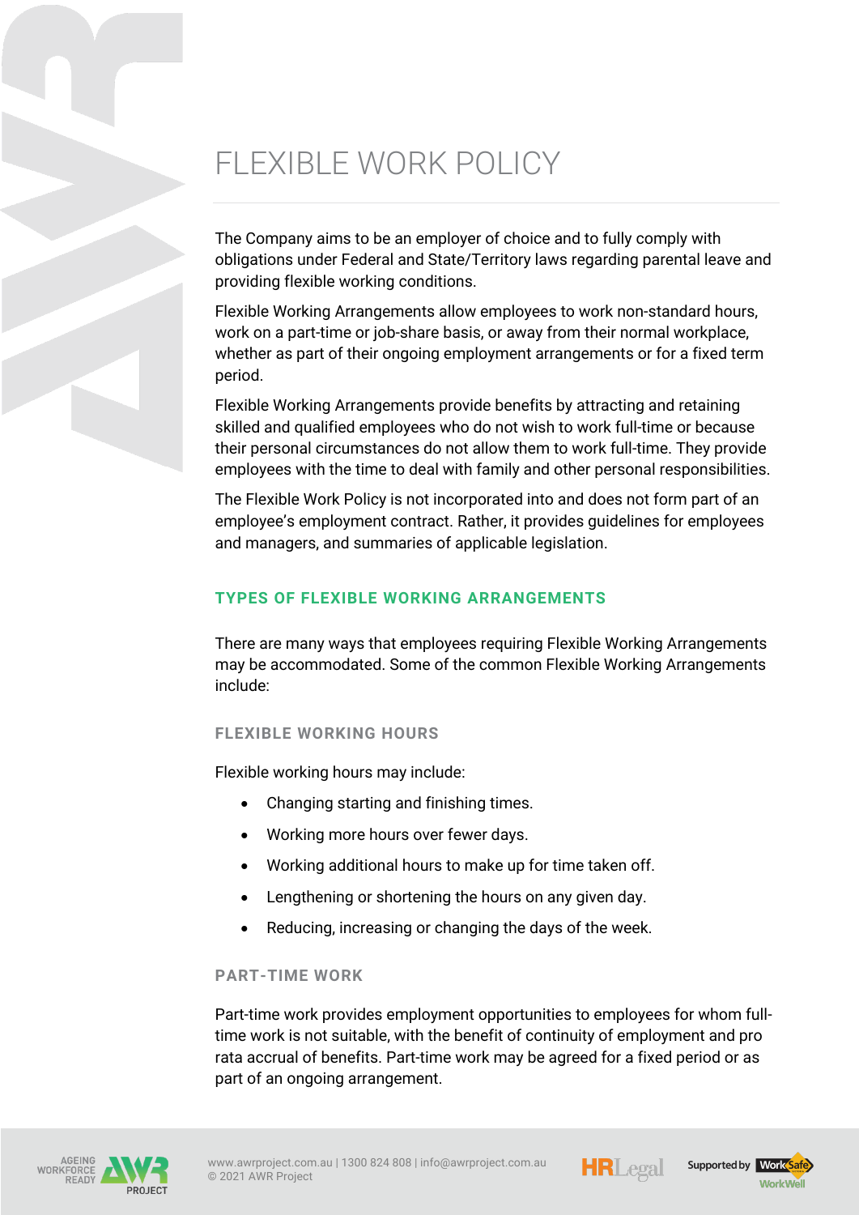# FLEXIBLE WORK POLICY

The Company aims to be an employer of choice and to fully comply with obligations under Federal and State/Territory laws regarding parental leave and providing flexible working conditions.

Flexible Working Arrangements allow employees to work non-standard hours, work on a part-time or job-share basis, or away from their normal workplace, whether as part of their ongoing employment arrangements or for a fixed term period.

Flexible Working Arrangements provide benefits by attracting and retaining skilled and qualified employees who do not wish to work full-time or because their personal circumstances do not allow them to work full-time. They provide employees with the time to deal with family and other personal responsibilities.

The Flexible Work Policy is not incorporated into and does not form part of an employee's employment contract. Rather, it provides guidelines for employees and managers, and summaries of applicable legislation.

## TYPES OF FLEXIBLE WORKING ARRANGEMENTS

There are many ways that employees requiring Flexible Working Arrangements may be accommodated. Some of the common Flexible Working Arrangements include:

### FLEXIBLE WORKING HOURS

Flexible working hours may include:

- Changing starting and finishing times.
- Working more hours over fewer days.
- Working additional hours to make up for time taken off.
- Lengthening or shortening the hours on any given day.
- Reducing, increasing or changing the days of the week.

### PART-TIME WORK

Part-time work provides employment opportunities to employees for whom full-time work is not suitable, with the benefit of continuity of employment and pro rata accrual of benefits. Part-time work may be agreed for a fixed period or as part of an ongoing arrangement.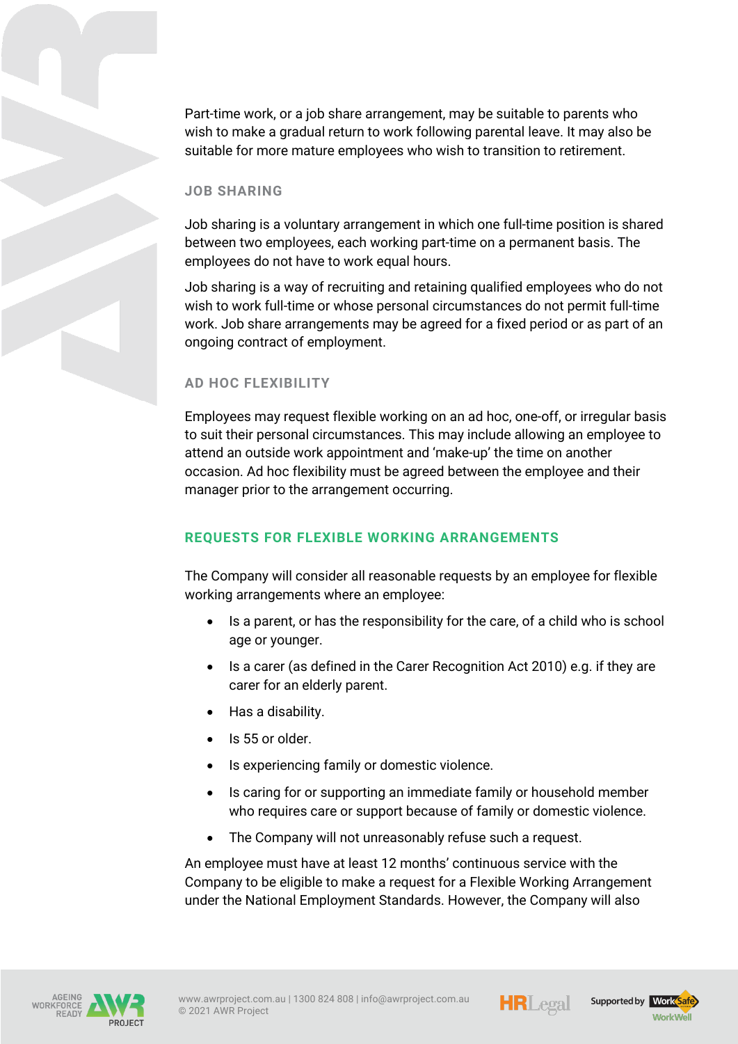Part-time work, or a job share arrangement, may be suitable to parents who wish to make a gradual return to work following parental leave. It may also be suitable for more mature employees who wish to transition to retirement.

### JOB SHARING

Job sharing is a voluntary arrangement in which one full-time position is shared between two employees, each working part-time on a permanent basis. The employees do not have to work equal hours.

Job sharing is a way of recruiting and retaining qualified employees who do not wish to work full-time or whose personal circumstances do not permit full-time work. Job share arrangements may be agreed for a fixed period or as part of an ongoing contract of employment.

### AD HOC FLEXIBILITY

Employees may request flexible working on an ad hoc, one-off, or irregular basis to suit their personal circumstances. This may include allowing an employee to attend an outside work appointment and 'make-up' the time on another occasion. Ad hoc flexibility must be agreed between the employee and their manager prior to the arrangement occurring.

## REQUESTS FOR FLEXIBLE WORKING ARRANGEMENTS

The Company will consider all reasonable requests by an employee for flexible working arrangements where an employee:

- Is a parent, or has the responsibility for the care, of a child who is school age or younger.
- Is a carer (as defined in the Carer Recognition Act 2010) e.g. if they are carer for an elderly parent.
- Has a disability.
- Is 55 or older.
- Is experiencing family or domestic violence.
- Is caring for or supporting an immediate family or household member who requires care or support because of family or domestic violence.
- The Company will not unreasonably refuse such a request.

An employee must have at least 12 months' continuous service with the Company to be eligible to make a request for a Flexible Working Arrangement under the National Employment Standards. However, the Company will also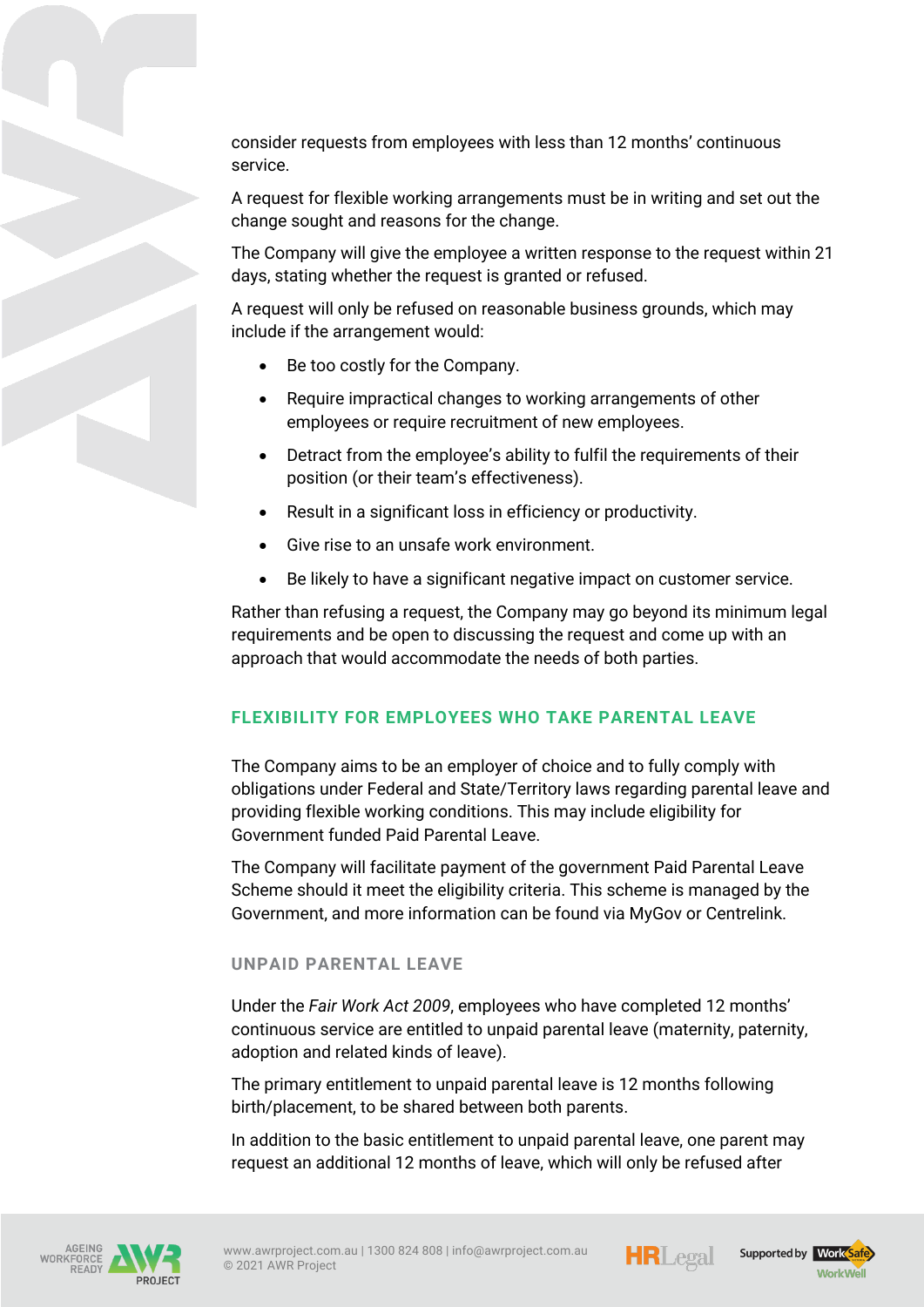consider requests from employees with less than 12 months' continuous service.

A request for flexible working arrangements must be in writing and set out the change sought and reasons for the change.

The Company will give the employee a written response to the request within 21 days, stating whether the request is granted or refused.

A request will only be refused on reasonable business grounds, which may include if the arrangement would:

- Be too costly for the Company.
- Require impractical changes to working arrangements of other employees or require recruitment of new employees.
- Detract from the employee's ability to fulfil the requirements of their position (or their team's effectiveness).
- Result in a significant loss in efficiency or productivity.
- Give rise to an unsafe work environment.
- Be likely to have a significant negative impact on customer service.

Rather than refusing a request, the Company may go beyond its minimum legal requirements and be open to discussing the request and come up with an approach that would accommodate the needs of both parties.

## FLEXIBILITY FOR EMPLOYEES WHO TAKE PARENTAL LEAVE

The Company aims to be an employer of choice and to fully comply with obligations under Federal and State/Territory laws regarding parental leave and providing flexible working conditions. This may include eligibility for Government funded Paid Parental Leave.

The Company will facilitate payment of the government Paid Parental Leave Scheme should it meet the eligibility criteria. This scheme is managed by the Government, and more information can be found via MyGov or Centrelink.

### UNPAID PARENTAL LEAVE

Under the *Fair Work Act 2009*, employees who have completed 12 months' continuous service are entitled to unpaid parental leave (maternity, paternity, adoption and related kinds of leave).

The primary entitlement to unpaid parental leave is 12 months following birth/placement, to be shared between both parents.

In addition to the basic entitlement to unpaid parental leave, one parent may request an additional 12 months of leave, which will only be refused after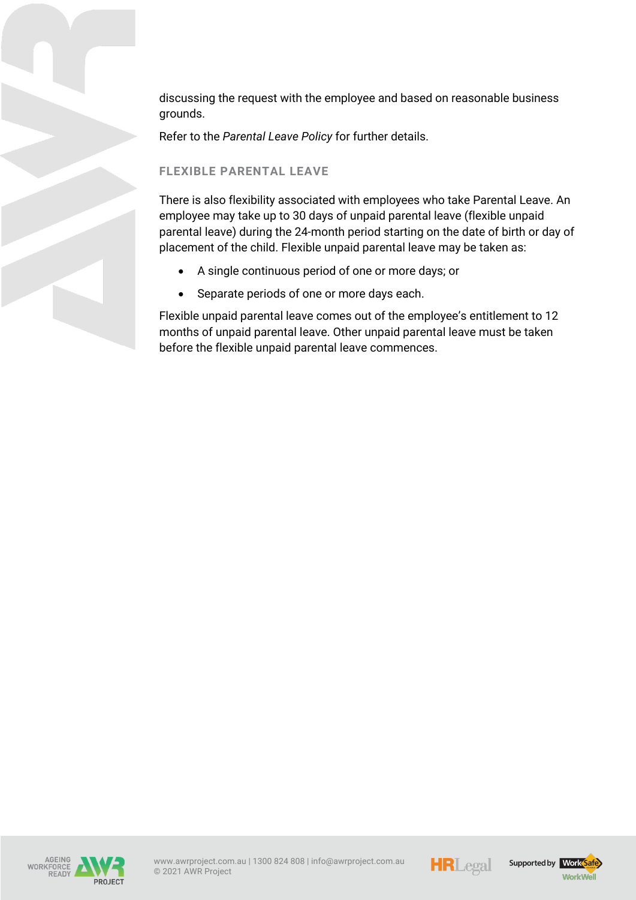discussing the request with the employee and based on reasonable business grounds.

Refer to the *Parental Leave Policy* for further details.

### FLEXIBLE PARENTAL LEAVE

There is also flexibility associated with employees who take Parental Leave. An employee may take up to 30 days of unpaid parental leave (flexible unpaid parental leave) during the 24-month period starting on the date of birth or day of placement of the child. Flexible unpaid parental leave may be taken as:

- A single continuous period of one or more days; or
- Separate periods of one or more days each.

Flexible unpaid parental leave comes out of the employee's entitlement to 12 months of unpaid parental leave. Other unpaid parental leave must be taken before the flexible unpaid parental leave commences.